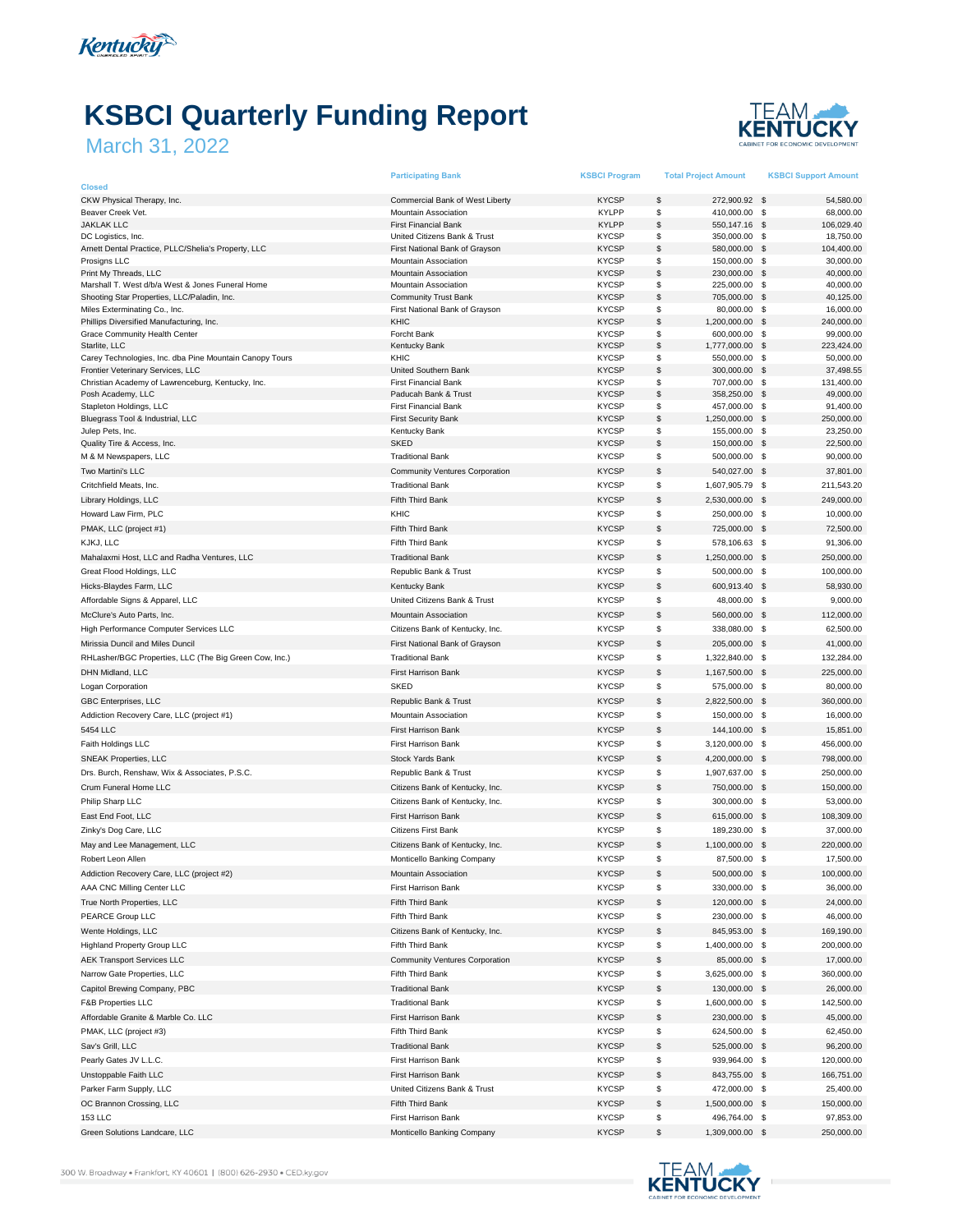# KSBCI Quarterly Funding Report

## March 31, 2022

| Closed | Participating Bank | KSBCI Program | Total Project Amount | KSBCI Support Amount |
|---|---|---|---|---|
| CKW Physical Therapy, Inc. | Commercial Bank of West Liberty | KYCSP | $ 272,900.92 | $ 54,580.00 |
| Beaver Creek Vet. | Mountain Association | KYLPP | $ 410,000.00 | $ 68,000.00 |
| JAKLAK LLC | First Financial Bank | KYLPP | $ 550,147.16 | $ 106,029.40 |
| DC Logistics, Inc. | United Citizens Bank & Trust | KYCSP | $ 350,000.00 | $ 18,750.00 |
| Arnett Dental Practice, PLLC/Shelia's Property, LLC | First National Bank of Grayson | KYCSP | $ 580,000.00 | $ 104,400.00 |
| Prosigns LLC | Mountain Association | KYCSP | $ 150,000.00 | $ 30,000.00 |
| Print My Threads, LLC | Mountain Association | KYCSP | $ 230,000.00 | $ 40,000.00 |
| Marshall T. West d/b/a West & Jones Funeral Home | Mountain Association | KYCSP | $ 225,000.00 | $ 40,000.00 |
| Shooting Star Properties, LLC/Paladin, Inc. | Community Trust Bank | KYCSP | $ 705,000.00 | $ 40,125.00 |
| Miles Exterminating Co., Inc. | First National Bank of Grayson | KYCSP | $ 80,000.00 | $ 16,000.00 |
| Phillips Diversified Manufacturing, Inc. | KHIC | KYCSP | $ 1,200,000.00 | $ 240,000.00 |
| Grace Community Health Center | Forcht Bank | KYCSP | $ 600,000.00 | $ 99,000.00 |
| Starlite, LLC | Kentucky Bank | KYCSP | $ 1,777,000.00 | $ 223,424.00 |
| Carey Technologies, Inc. dba Pine Mountain Canopy Tours | KHIC | KYCSP | $ 550,000.00 | $ 50,000.00 |
| Frontier Veterinary Services, LLC | United Southern Bank | KYCSP | $ 300,000.00 | $ 37,498.55 |
| Christian Academy of Lawrenceburg, Kentucky, Inc. | First Financial Bank | KYCSP | $ 707,000.00 | $ 131,400.00 |
| Posh Academy, LLC | Paducah Bank & Trust | KYCSP | $ 358,250.00 | $ 49,000.00 |
| Stapleton Holdings, LLC | First Financial Bank | KYCSP | $ 457,000.00 | $ 91,400.00 |
| Bluegrass Tool & Industrial, LLC | First Security Bank | KYCSP | $ 1,250,000.00 | $ 250,000.00 |
| Julep Pets, Inc. | Kentucky Bank | KYCSP | $ 155,000.00 | $ 23,250.00 |
| Quality Tire & Access, Inc. | SKED | KYCSP | $ 150,000.00 | $ 22,500.00 |
| M & M Newspapers, LLC | Traditional Bank | KYCSP | $ 500,000.00 | $ 90,000.00 |
| Two Martini's LLC | Community Ventures Corporation | KYCSP | $ 540,027.00 | $ 37,801.00 |
| Critchfield Meats, Inc. | Traditional Bank | KYCSP | $ 1,607,905.79 | $ 211,543.20 |
| Library Holdings, LLC | Fifth Third Bank | KYCSP | $ 2,530,000.00 | $ 249,000.00 |
| Howard Law Firm, PLC | KHIC | KYCSP | $ 250,000.00 | $ 10,000.00 |
| PMAK, LLC (project #1) | Fifth Third Bank | KYCSP | $ 725,000.00 | $ 72,500.00 |
| KJKJ, LLC | Fifth Third Bank | KYCSP | $ 578,106.63 | $ 91,306.00 |
| Mahalaxmi Host, LLC and Radha Ventures, LLC | Traditional Bank | KYCSP | $ 1,250,000.00 | $ 250,000.00 |
| Great Flood Holdings, LLC | Republic Bank & Trust | KYCSP | $ 500,000.00 | $ 100,000.00 |
| Hicks-Blaydes Farm, LLC | Kentucky Bank | KYCSP | $ 600,913.40 | $ 58,930.00 |
| Affordable Signs & Apparel, LLC | United Citizens Bank & Trust | KYCSP | $ 48,000.00 | $ 9,000.00 |
| McClure's Auto Parts, Inc. | Mountain Association | KYCSP | $ 560,000.00 | $ 112,000.00 |
| High Performance Computer Services LLC | Citizens Bank of Kentucky, Inc. | KYCSP | $ 338,080.00 | $ 62,500.00 |
| Mirissia Duncil and Miles Duncil | First National Bank of Grayson | KYCSP | $ 205,000.00 | $ 41,000.00 |
| RHLasher/BGC Properties, LLC (The Big Green Cow, Inc.) | Traditional Bank | KYCSP | $ 1,322,840.00 | $ 132,284.00 |
| DHN Midland, LLC | First Harrison Bank | KYCSP | $ 1,167,500.00 | $ 225,000.00 |
| Logan Corporation | SKED | KYCSP | $ 575,000.00 | $ 80,000.00 |
| GBC Enterprises, LLC | Republic Bank & Trust | KYCSP | $ 2,822,500.00 | $ 360,000.00 |
| Addiction Recovery Care, LLC (project #1) | Mountain Association | KYCSP | $ 150,000.00 | $ 16,000.00 |
| 5454 LLC | First Harrison Bank | KYCSP | $ 144,100.00 | $ 15,851.00 |
| Faith Holdings LLC | First Harrison Bank | KYCSP | $ 3,120,000.00 | $ 456,000.00 |
| SNEAK Properties, LLC | Stock Yards Bank | KYCSP | $ 4,200,000.00 | $ 798,000.00 |
| Drs. Burch, Renshaw, Wix & Associates, P.S.C. | Republic Bank & Trust | KYCSP | $ 1,907,637.00 | $ 250,000.00 |
| Crum Funeral Home LLC | Citizens Bank of Kentucky, Inc. | KYCSP | $ 750,000.00 | $ 150,000.00 |
| Philip Sharp LLC | Citizens Bank of Kentucky, Inc. | KYCSP | $ 300,000.00 | $ 53,000.00 |
| East End Foot, LLC | First Harrison Bank | KYCSP | $ 615,000.00 | $ 108,309.00 |
| Zinky's Dog Care, LLC | Citizens First Bank | KYCSP | $ 189,230.00 | $ 37,000.00 |
| May and Lee Management, LLC | Citizens Bank of Kentucky, Inc. | KYCSP | $ 1,100,000.00 | $ 220,000.00 |
| Robert Leon Allen | Monticello Banking Company | KYCSP | $ 87,500.00 | $ 17,500.00 |
| Addiction Recovery Care, LLC (project #2) | Mountain Association | KYCSP | $ 500,000.00 | $ 100,000.00 |
| AAA CNC Milling Center LLC | First Harrison Bank | KYCSP | $ 330,000.00 | $ 36,000.00 |
| True North Properties, LLC | Fifth Third Bank | KYCSP | $ 120,000.00 | $ 24,000.00 |
| PEARCE Group LLC | Fifth Third Bank | KYCSP | $ 230,000.00 | $ 46,000.00 |
| Wente Holdings, LLC | Citizens Bank of Kentucky, Inc. | KYCSP | $ 845,953.00 | $ 169,190.00 |
| Highland Property Group LLC | Fifth Third Bank | KYCSP | $ 1,400,000.00 | $ 200,000.00 |
| AEK Transport Services LLC | Community Ventures Corporation | KYCSP | $ 85,000.00 | $ 17,000.00 |
| Narrow Gate Properties, LLC | Fifth Third Bank | KYCSP | $ 3,625,000.00 | $ 360,000.00 |
| Capitol Brewing Company, PBC | Traditional Bank | KYCSP | $ 130,000.00 | $ 26,000.00 |
| F&B Properties LLC | Traditional Bank | KYCSP | $ 1,600,000.00 | $ 142,500.00 |
| Affordable Granite & Marble Co. LLC | First Harrison Bank | KYCSP | $ 230,000.00 | $ 45,000.00 |
| PMAK, LLC (project #3) | Fifth Third Bank | KYCSP | $ 624,500.00 | $ 62,450.00 |
| Sav's Grill, LLC | Traditional Bank | KYCSP | $ 525,000.00 | $ 96,200.00 |
| Pearly Gates JV L.L.C. | First Harrison Bank | KYCSP | $ 939,964.00 | $ 120,000.00 |
| Unstoppable Faith LLC | First Harrison Bank | KYCSP | $ 843,755.00 | $ 166,751.00 |
| Parker Farm Supply, LLC | United Citizens Bank & Trust | KYCSP | $ 472,000.00 | $ 25,400.00 |
| OC Brannon Crossing, LLC | Fifth Third Bank | KYCSP | $ 1,500,000.00 | $ 150,000.00 |
| 153 LLC | First Harrison Bank | KYCSP | $ 496,764.00 | $ 97,853.00 |
| Green Solutions Landcare, LLC | Monticello Banking Company | KYCSP | $ 1,309,000.00 | $ 250,000.00 |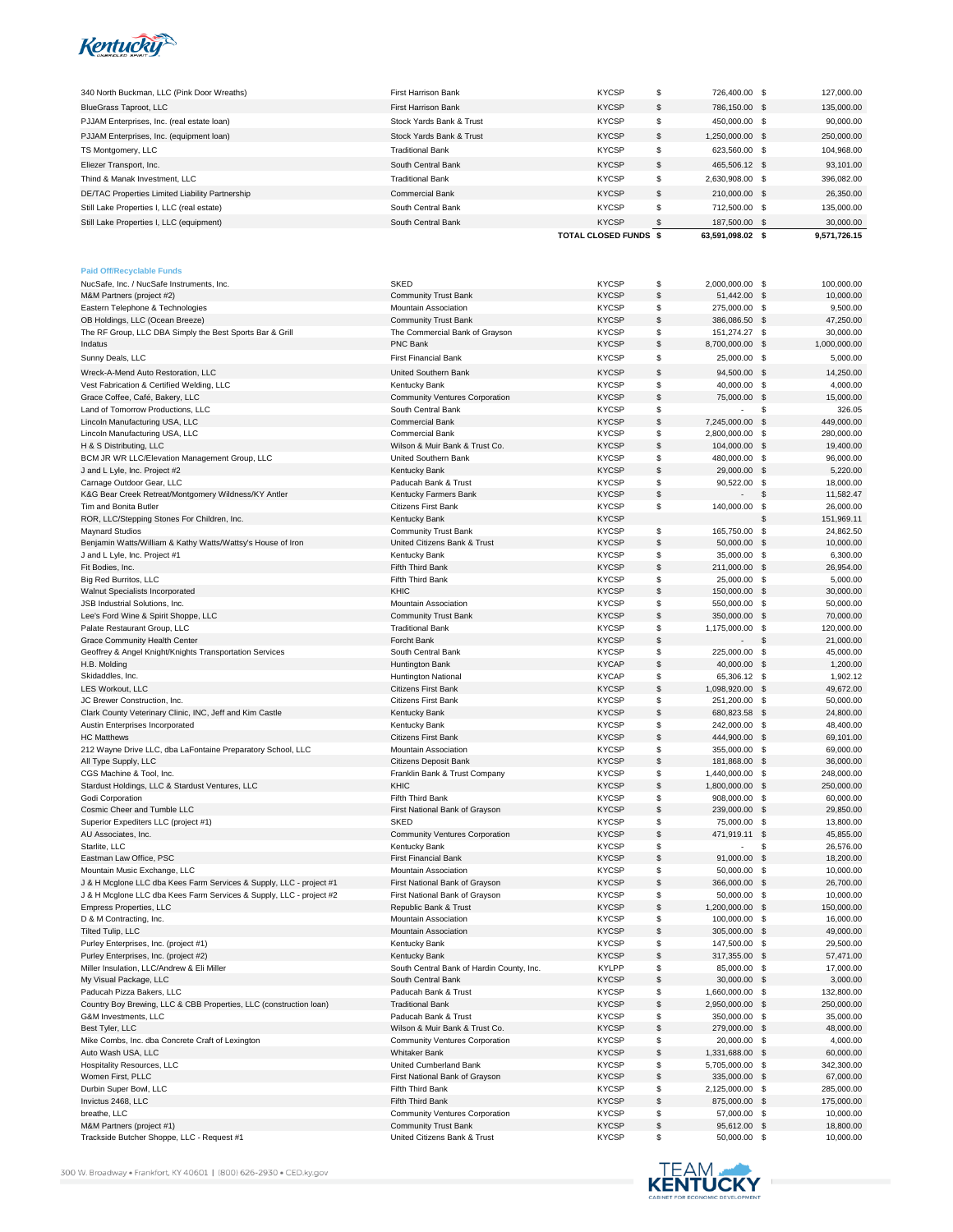| | | | | |
|---|---|---|---|---|
| 340 North Buckman, LLC (Pink Door Wreaths) | First Harrison Bank | KYCSP | $ 726,400.00 | $ 127,000.00 |
| BlueGrass Taproot, LLC | First Harrison Bank | KYCSP | $ 786,150.00 | $ 135,000.00 |
| PJJAM Enterprises, Inc. (real estate loan) | Stock Yards Bank & Trust | KYCSP | $ 450,000.00 | $ 90,000.00 |
| PJJAM Enterprises, Inc. (equipment loan) | Stock Yards Bank & Trust | KYCSP | $ 1,250,000.00 | $ 250,000.00 |
| TS Montgomery, LLC | Traditional Bank | KYCSP | $ 623,560.00 | $ 104,968.00 |
| Eliezer Transport, Inc. | South Central Bank | KYCSP | $ 465,506.12 | $ 93,101.00 |
| Thind & Manak Investment, LLC | Traditional Bank | KYCSP | $ 2,630,908.00 | $ 396,082.00 |
| DE/TAC Properties Limited Liability Partnership | Commercial Bank | KYCSP | $ 210,000.00 | $ 26,350.00 |
| Still Lake Properties I, LLC (real estate) | South Central Bank | KYCSP | $ 712,500.00 | $ 135,000.00 |
| Still Lake Properties I, LLC (equipment) | South Central Bank | KYCSP | $ 187,500.00 | $ 30,000.00 |
| | | **TOTAL CLOSED FUNDS** | **$ 63,591,098.02** | **$ 9,571,726.15** |

**Paid Off/Recyclable Funds**

| | | | | |
|---|---|---|---|---|
| NucSafe, Inc. / NucSafe Instruments, Inc. | SKED | KYCSP | $ 2,000,000.00 | $ 100,000.00 |
| M&M Partners (project #2) | Community Trust Bank | KYCSP | $ 51,442.00 | $ 10,000.00 |
| Eastern Telephone & Technologies | Mountain Association | KYCSP | $ 275,000.00 | $ 9,500.00 |
| OB Holdings, LLC (Ocean Breeze) | Community Trust Bank | KYCSP | $ 386,086.50 | $ 47,250.00 |
| The RF Group, LLC DBA Simply the Best Sports Bar & Grill | The Commercial Bank of Grayson | KYCSP | $ 151,274.27 | $ 30,000.00 |
| Indatus | PNC Bank | KYCSP | $ 8,700,000.00 | $ 1,000,000.00 |
| Sunny Deals, LLC | First Financial Bank | KYCSP | $ 25,000.00 | $ 5,000.00 |
| Wreck-A-Mend Auto Restoration, LLC | United Southern Bank | KYCSP | $ 94,500.00 | $ 14,250.00 |
| Vest Fabrication & Certified Welding, LLC | Kentucky Bank | KYCSP | $ 40,000.00 | $ 4,000.00 |
| Grace Coffee, Café, Bakery, LLC | Community Ventures Corporation | KYCSP | $ 75,000.00 | $ 15,000.00 |
| Land of Tomorrow Productions, LLC | South Central Bank | KYCSP | $ - | $ 326.05 |
| Lincoln Manufacturing USA, LLC | Commercial Bank | KYCSP | $ 7,245,000.00 | $ 449,000.00 |
| Lincoln Manufacturing USA, LLC | Commercial Bank | KYCSP | $ 2,800,000.00 | $ 280,000.00 |
| H & S Distributing, LLC | Wilson & Muir Bank & Trust Co. | KYCSP | $ 104,000.00 | $ 19,400.00 |
| BCM JR WR LLC/Elevation Management Group, LLC | United Southern Bank | KYCSP | $ 480,000.00 | $ 96,000.00 |
| J and L Lyle, Inc. Project #2 | Kentucky Bank | KYCSP | $ 29,000.00 | $ 5,220.00 |
| Carnage Outdoor Gear, LLC | Paducah Bank & Trust | KYCSP | $ 90,522.00 | $ 18,000.00 |
| K&G Bear Creek Retreat/Montgomery Wildness/KY Antler | Kentucky Farmers Bank | KYCSP | $ - | $ 11,582.47 |
| Tim and Bonita Butler | Citizens First Bank | KYCSP | $ 140,000.00 | $ 26,000.00 |
| ROR, LLC/Stepping Stones For Children, Inc. | Kentucky Bank | KYCSP | | $ 151,969.11 |
| Maynard Studios | Community Trust Bank | KYCSP | $ 165,750.00 | $ 24,862.50 |
| Benjamin Watts/William & Kathy Watts/Wattsy's House of Iron | United Citizens Bank & Trust | KYCSP | $ 50,000.00 | $ 10,000.00 |
| J and L Lyle, Inc. Project #1 | Kentucky Bank | KYCSP | $ 35,000.00 | $ 6,300.00 |
| Fit Bodies, Inc. | Fifth Third Bank | KYCSP | $ 211,000.00 | $ 26,954.00 |
| Big Red Burritos, LLC | Fifth Third Bank | KYCSP | $ 25,000.00 | $ 5,000.00 |
| Walnut Specialists Incorporated | KHIC | KYCSP | $ 150,000.00 | $ 30,000.00 |
| JSB Industrial Solutions, Inc. | Mountain Association | KYCSP | $ 550,000.00 | $ 50,000.00 |
| Lee's Ford Wine & Spirit Shoppe, LLC | Community Trust Bank | KYCSP | $ 350,000.00 | $ 70,000.00 |
| Palate Restaurant Group, LLC | Traditional Bank | KYCSP | $ 1,175,000.00 | $ 120,000.00 |
| Grace Community Health Center | Forcht Bank | KYCSP | $ - | $ 21,000.00 |
| Geoffrey & Angel Knight/Knights Transportation Services | South Central Bank | KYCSP | $ 225,000.00 | $ 45,000.00 |
| H.B. Molding | Huntington Bank | KYCAP | $ 40,000.00 | $ 1,200.00 |
| Skidaddles, Inc. | Huntington National | KYCAP | $ 65,306.12 | $ 1,902.12 |
| LES Workout, LLC | Citizens First Bank | KYCSP | $ 1,098,920.00 | $ 49,672.00 |
| JC Brewer Construction, Inc. | Citizens First Bank | KYCSP | $ 251,200.00 | $ 50,000.00 |
| Clark County Veterinary Clinic, INC, Jeff and Kim Castle | Kentucky Bank | KYCSP | $ 680,823.58 | $ 24,800.00 |
| Austin Enterprises Incorporated | Kentucky Bank | KYCSP | $ 242,000.00 | $ 48,400.00 |
| HC Matthews | Citizens First Bank | KYCSP | $ 444,900.00 | $ 69,101.00 |
| 212 Wayne Drive LLC, dba LaFontaine Preparatory School, LLC | Mountain Association | KYCSP | $ 355,000.00 | $ 69,000.00 |
| All Type Supply, LLC | Citizens Deposit Bank | KYCSP | $ 181,868.00 | $ 36,000.00 |
| CGS Machine & Tool, Inc. | Franklin Bank & Trust Company | KYCSP | $ 1,440,000.00 | $ 248,000.00 |
| Stardust Holdings, LLC & Stardust Ventures, LLC | KHIC | KYCSP | $ 1,800,000.00 | $ 250,000.00 |
| Godi Corporation | Fifth Third Bank | KYCSP | $ 908,000.00 | $ 60,000.00 |
| Cosmic Cheer and Tumble LLC | First National Bank of Grayson | KYCSP | $ 239,000.00 | $ 29,850.00 |
| Superior Expediters LLC (project #1) | SKED | KYCSP | $ 75,000.00 | $ 13,800.00 |
| AU Associates, Inc. | Community Ventures Corporation | KYCSP | $ 471,919.11 | $ 45,855.00 |
| Starlite, LLC | Kentucky Bank | KYCSP | $ - | $ 26,576.00 |
| Eastman Law Office, PSC | First Financial Bank | KYCSP | $ 91,000.00 | $ 18,200.00 |
| Mountain Music Exchange, LLC | Mountain Association | KYCSP | $ 50,000.00 | $ 10,000.00 |
| J & H Mcglone LLC dba Kees Farm Services & Supply, LLC - project #1 | First National Bank of Grayson | KYCSP | $ 366,000.00 | $ 26,700.00 |
| J & H Mcglone LLC dba Kees Farm Services & Supply, LLC - project #2 | First National Bank of Grayson | KYCSP | $ 50,000.00 | $ 10,000.00 |
| Empress Properties, LLC | Republic Bank & Trust | KYCSP | $ 1,200,000.00 | $ 150,000.00 |
| D & M Contracting, Inc. | Mountain Association | KYCSP | $ 100,000.00 | $ 16,000.00 |
| Tilted Tulip, LLC | Mountain Association | KYCSP | $ 305,000.00 | $ 49,000.00 |
| Purley Enterprises, Inc. (project #1) | Kentucky Bank | KYCSP | $ 147,500.00 | $ 29,500.00 |
| Purley Enterprises, Inc. (project #2) | Kentucky Bank | KYCSP | $ 317,355.00 | $ 57,471.00 |
| Miller Insulation, LLC/Andrew & Eli Miller | South Central Bank of Hardin County, Inc. | KYLPP | $ 85,000.00 | $ 17,000.00 |
| My Visual Package, LLC | South Central Bank | KYCSP | $ 30,000.00 | $ 3,000.00 |
| Paducah Pizza Bakers, LLC | Paducah Bank & Trust | KYCSP | $ 1,660,000.00 | $ 132,800.00 |
| Country Boy Brewing, LLC & CBB Properties, LLC (construction loan) | Traditional Bank | KYCSP | $ 2,950,000.00 | $ 250,000.00 |
| G&M Investments, LLC | Paducah Bank & Trust | KYCSP | $ 350,000.00 | $ 35,000.00 |
| Best Tyler, LLC | Wilson & Muir Bank & Trust Co. | KYCSP | $ 279,000.00 | $ 48,000.00 |
| Mike Combs, Inc. dba Concrete Craft of Lexington | Community Ventures Corporation | KYCSP | $ 20,000.00 | $ 4,000.00 |
| Auto Wash USA, LLC | Whitaker Bank | KYCSP | $ 1,331,688.00 | $ 60,000.00 |
| Hospitality Resources, LLC | United Cumberland Bank | KYCSP | $ 5,705,000.00 | $ 342,300.00 |
| Women First, PLLC | First National Bank of Grayson | KYCSP | $ 335,000.00 | $ 67,000.00 |
| Durbin Super Bowl, LLC | Fifth Third Bank | KYCSP | $ 2,125,000.00 | $ 285,000.00 |
| Invictus 2468, LLC | Fifth Third Bank | KYCSP | $ 875,000.00 | $ 175,000.00 |
| breathe, LLC | Community Ventures Corporation | KYCSP | $ 57,000.00 | $ 10,000.00 |
| M&M Partners (project #1) | Community Trust Bank | KYCSP | $ 95,612.00 | $ 18,800.00 |
| Trackside Butcher Shoppe, LLC - Request #1 | United Citizens Bank & Trust | KYCSP | $ 50,000.00 | $ 10,000.00 |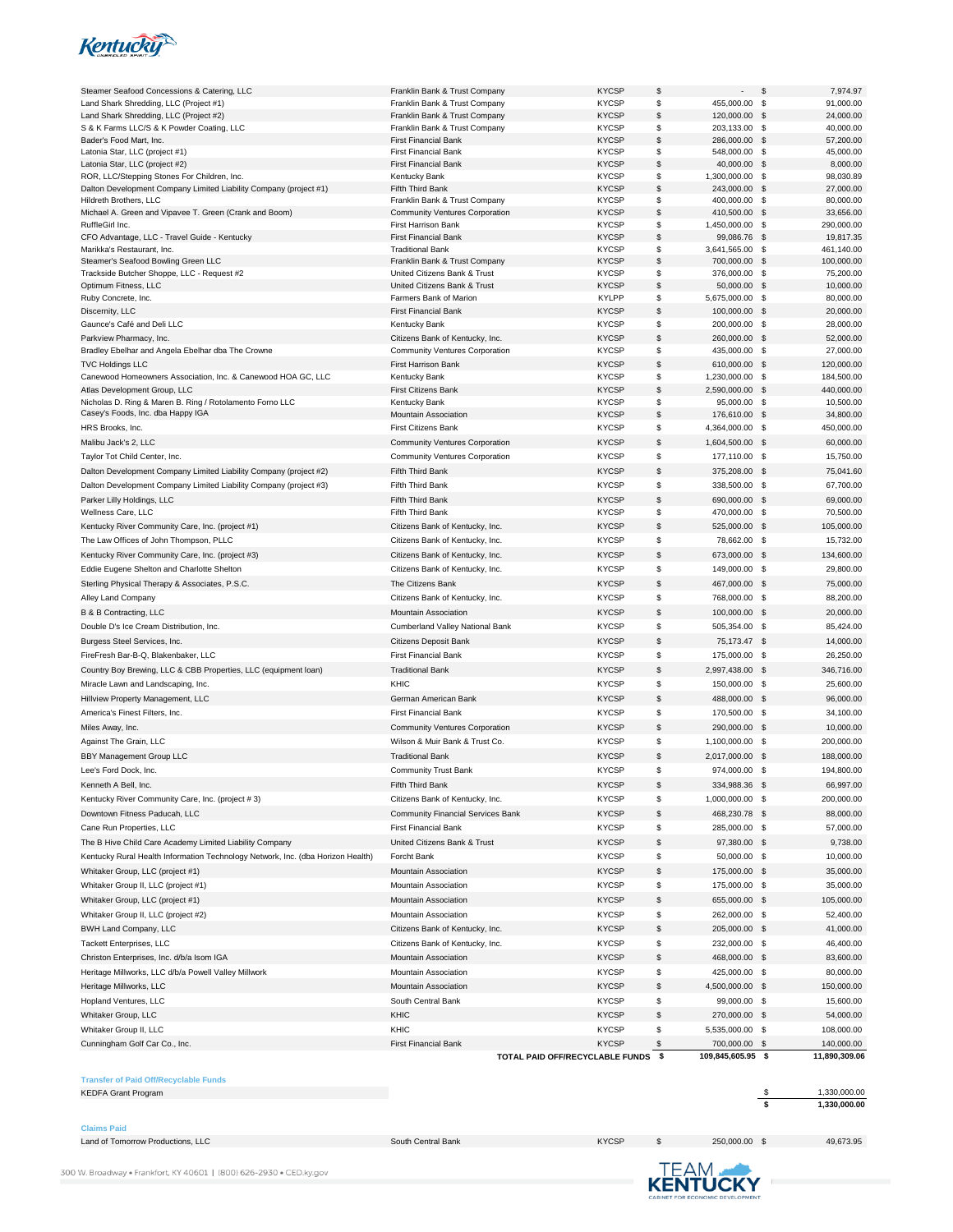| | | | | |
|---|---|---|---|---|
| Steamer Seafood Concessions & Catering, LLC | Franklin Bank & Trust Company | KYCSP | $ - | $ 7,974.97 |
| Land Shark Shredding, LLC (Project #1) | Franklin Bank & Trust Company | KYCSP | $ 455,000.00 | $ 91,000.00 |
| Land Shark Shredding, LLC (Project #2) | Franklin Bank & Trust Company | KYCSP | $ 120,000.00 | $ 24,000.00 |
| S & K Farms LLC/S & K Powder Coating, LLC | Franklin Bank & Trust Company | KYCSP | $ 203,133.00 | $ 40,000.00 |
| Bader's Food Mart, Inc. | First Financial Bank | KYCSP | $ 286,000.00 | $ 57,200.00 |
| Latonia Star, LLC (project #1) | First Financial Bank | KYCSP | $ 548,000.00 | $ 45,000.00 |
| Latonia Star, LLC (project #2) | First Financial Bank | KYCSP | $ 40,000.00 | $ 8,000.00 |
| ROR, LLC/Stepping Stones For Children, Inc. | Kentucky Bank | KYCSP | $ 1,300,000.00 | $ 98,030.89 |
| Dalton Development Company Limited Liability Company (project #1) | Fifth Third Bank | KYCSP | $ 243,000.00 | $ 27,000.00 |
| Hildreth Brothers, LLC | Franklin Bank & Trust Company | KYCSP | $ 400,000.00 | $ 80,000.00 |
| Michael A. Green and Vipavee T. Green (Crank and Boom) | Community Ventures Corporation | KYCSP | $ 410,500.00 | $ 33,656.00 |
| RuffleGirl Inc. | First Harrison Bank | KYCSP | $ 1,450,000.00 | $ 290,000.00 |
| CFO Advantage, LLC - Travel Guide - Kentucky | First Financial Bank | KYCSP | $ 99,086.76 | $ 19,817.35 |
| Marikka's Restaurant, Inc. | Traditional Bank | KYCSP | $ 3,641,565.00 | $ 461,140.00 |
| Steamer's Seafood Bowling Green LLC | Franklin Bank & Trust Company | KYCSP | $ 700,000.00 | $ 100,000.00 |
| Trackside Butcher Shoppe, LLC - Request #2 | United Citizens Bank & Trust | KYCSP | $ 376,000.00 | $ 75,200.00 |
| Optimum Fitness, LLC | United Citizens Bank & Trust | KYCSP | $ 50,000.00 | $ 10,000.00 |
| Ruby Concrete, Inc. | Farmers Bank of Marion | KYLPP | $ 5,675,000.00 | $ 80,000.00 |
| Discernity, LLC | First Financial Bank | KYCSP | $ 100,000.00 | $ 20,000.00 |
| Gaunce's Café and Deli LLC | Kentucky Bank | KYCSP | $ 200,000.00 | $ 28,000.00 |
| Parkview Pharmacy, Inc. | Citizens Bank of Kentucky, Inc. | KYCSP | $ 260,000.00 | $ 52,000.00 |
| Bradley Ebelhar and Angela Ebelhar dba The Crowne | Community Ventures Corporation | KYCSP | $ 435,000.00 | $ 27,000.00 |
| TVC Holdings LLC | First Harrison Bank | KYCSP | $ 610,000.00 | $ 120,000.00 |
| Canewood Homeowners Association, Inc. & Canewood HOA GC, LLC | Kentucky Bank | KYCSP | $ 1,230,000.00 | $ 184,500.00 |
| Atlas Development Group, LLC | First Citizens Bank | KYCSP | $ 2,590,000.00 | $ 440,000.00 |
| Nicholas D. Ring & Maren B. Ring / Rotolamento Forno LLC | Kentucky Bank | KYCSP | $ 95,000.00 | $ 10,500.00 |
| Casey's Foods, Inc. dba Happy IGA | Mountain Association | KYCSP | $ 176,610.00 | $ 34,800.00 |
| HRS Brooks, Inc. | First Citizens Bank | KYCSP | $ 4,364,000.00 | $ 450,000.00 |
| Malibu Jack's 2, LLC | Community Ventures Corporation | KYCSP | $ 1,604,500.00 | $ 60,000.00 |
| Taylor Tot Child Center, Inc. | Community Ventures Corporation | KYCSP | $ 177,110.00 | $ 15,750.00 |
| Dalton Development Company Limited Liability Company (project #2) | Fifth Third Bank | KYCSP | $ 375,208.00 | $ 75,041.60 |
| Dalton Development Company Limited Liability Company (project #3) | Fifth Third Bank | KYCSP | $ 338,500.00 | $ 67,700.00 |
| Parker Lilly Holdings, LLC | Fifth Third Bank | KYCSP | $ 690,000.00 | $ 69,000.00 |
| Wellness Care, LLC | Fifth Third Bank | KYCSP | $ 470,000.00 | $ 70,500.00 |
| Kentucky River Community Care, Inc. (project #1) | Citizens Bank of Kentucky, Inc. | KYCSP | $ 525,000.00 | $ 105,000.00 |
| The Law Offices of John Thompson, PLLC | Citizens Bank of Kentucky, Inc. | KYCSP | $ 78,662.00 | $ 15,732.00 |
| Kentucky River Community Care, Inc. (project #3) | Citizens Bank of Kentucky, Inc. | KYCSP | $ 673,000.00 | $ 134,600.00 |
| Eddie Eugene Shelton and Charlotte Shelton | Citizens Bank of Kentucky, Inc. | KYCSP | $ 149,000.00 | $ 29,800.00 |
| Sterling Physical Therapy & Associates, P.S.C. | The Citizens Bank | KYCSP | $ 467,000.00 | $ 75,000.00 |
| Alley Land Company | Citizens Bank of Kentucky, Inc. | KYCSP | $ 768,000.00 | $ 88,200.00 |
| B & B Contracting, LLC | Mountain Association | KYCSP | $ 100,000.00 | $ 20,000.00 |
| Double D's Ice Cream Distribution, Inc. | Cumberland Valley National Bank | KYCSP | $ 505,354.00 | $ 85,424.00 |
| Burgess Steel Services, Inc. | Citizens Deposit Bank | KYCSP | $ 75,173.47 | $ 14,000.00 |
| FireFresh Bar-B-Q, Blakenbaker, LLC | First Financial Bank | KYCSP | $ 175,000.00 | $ 26,250.00 |
| Country Boy Brewing, LLC & CBB Properties, LLC (equipment loan) | Traditional Bank | KYCSP | $ 2,997,438.00 | $ 346,716.00 |
| Miracle Lawn and Landscaping, Inc. | KHIC | KYCSP | $ 150,000.00 | $ 25,600.00 |
| Hillview Property Management, LLC | German American Bank | KYCSP | $ 488,000.00 | $ 96,000.00 |
| America's Finest Filters, Inc. | First Financial Bank | KYCSP | $ 170,500.00 | $ 34,100.00 |
| Miles Away, Inc. | Community Ventures Corporation | KYCSP | $ 290,000.00 | $ 10,000.00 |
| Against The Grain, LLC | Wilson & Muir Bank & Trust Co. | KYCSP | $ 1,100,000.00 | $ 200,000.00 |
| BBY Management Group LLC | Traditional Bank | KYCSP | $ 2,017,000.00 | $ 188,000.00 |
| Lee's Ford Dock, Inc. | Community Trust Bank | KYCSP | $ 974,000.00 | $ 194,800.00 |
| Kenneth A Bell, Inc. | Fifth Third Bank | KYCSP | $ 334,988.36 | $ 66,997.00 |
| Kentucky River Community Care, Inc. (project # 3) | Citizens Bank of Kentucky, Inc. | KYCSP | $ 1,000,000.00 | $ 200,000.00 |
| Downtown Fitness Paducah, LLC | Community Financial Services Bank | KYCSP | $ 468,230.78 | $ 88,000.00 |
| Cane Run Properties, LLC | First Financial Bank | KYCSP | $ 285,000.00 | $ 57,000.00 |
| The B Hive Child Care Academy Limited Liability Company | United Citizens Bank & Trust | KYCSP | $ 97,380.00 | $ 9,738.00 |
| Kentucky Rural Health Information Technology Network, Inc. (dba Horizon Health) | Forcht Bank | KYCSP | $ 50,000.00 | $ 10,000.00 |
| Whitaker Group, LLC (project #1) | Mountain Association | KYCSP | $ 175,000.00 | $ 35,000.00 |
| Whitaker Group II, LLC (project #1) | Mountain Association | KYCSP | $ 175,000.00 | $ 35,000.00 |
| Whitaker Group, LLC (project #1) | Mountain Association | KYCSP | $ 655,000.00 | $ 105,000.00 |
| Whitaker Group II, LLC (project #2) | Mountain Association | KYCSP | $ 262,000.00 | $ 52,400.00 |
| BWH Land Company, LLC | Citizens Bank of Kentucky, Inc. | KYCSP | $ 205,000.00 | $ 41,000.00 |
| Tackett Enterprises, LLC | Citizens Bank of Kentucky, Inc. | KYCSP | $ 232,000.00 | $ 46,400.00 |
| Christon Enterprises, Inc. d/b/a Isom IGA | Mountain Association | KYCSP | $ 468,000.00 | $ 83,600.00 |
| Heritage Millworks, LLC d/b/a Powell Valley Millwork | Mountain Association | KYCSP | $ 425,000.00 | $ 80,000.00 |
| Heritage Millworks, LLC | Mountain Association | KYCSP | $ 4,500,000.00 | $ 150,000.00 |
| Hopland Ventures, LLC | South Central Bank | KYCSP | $ 99,000.00 | $ 15,600.00 |
| Whitaker Group, LLC | KHIC | KYCSP | $ 270,000.00 | $ 54,000.00 |
| Whitaker Group II, LLC | KHIC | KYCSP | $ 5,535,000.00 | $ 108,000.00 |
| Cunningham Golf Car Co., Inc. | First Financial Bank | KYCSP | $ 700,000.00 | $ 140,000.00 |
| | **TOTAL PAID OFF/RECYCLABLE FUNDS** | | **$ 109,845,605.95** | **$ 11,890,309.06** |

**Transfer of Paid Off/Recyclable Funds**

| | | | | |
|---|---|---|---|---|
| KEDFA Grant Program | | | | $ 1,330,000.00 |
| | | | | **$ 1,330,000.00** |

**Claims Paid**

| | | | | |
|---|---|---|---|---|
| Land of Tomorrow Productions, LLC | South Central Bank | KYCSP | $ 250,000.00 | $ 49,673.95 |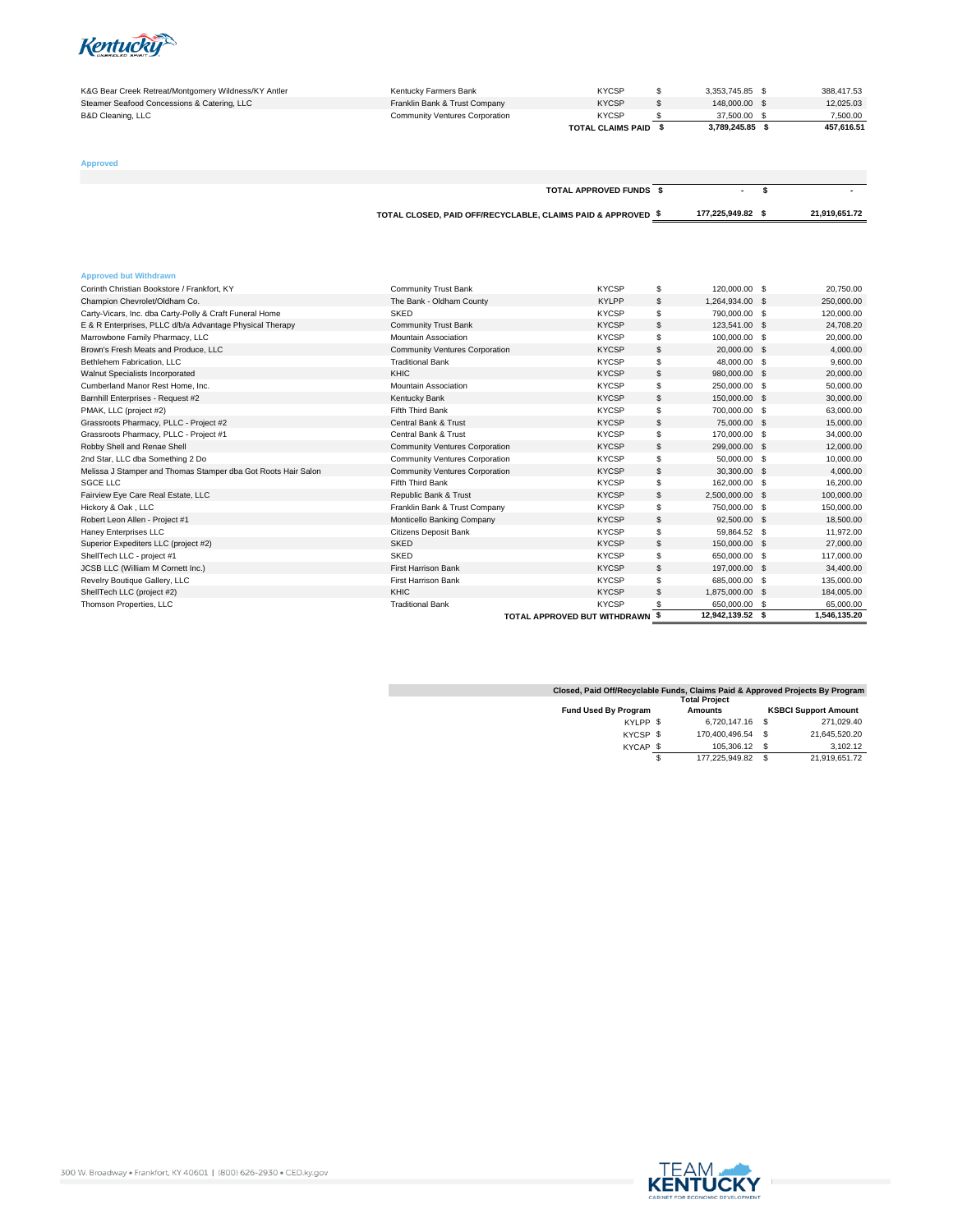| | | | | |
|---|---|---|---|---|
| K&G Bear Creek Retreat/Montgomery Wildness/KY Antler | Kentucky Farmers Bank | KYCSP | $ 3,353,745.85 | $ 388,417.53 |
| Steamer Seafood Concessions & Catering, LLC | Franklin Bank & Trust Company | KYCSP | $ 148,000.00 | $ 12,025.03 |
| B&D Cleaning, LLC | Community Ventures Corporation | KYCSP | $ 37,500.00 | $ 7,500.00 |
| | | **TOTAL CLAIMS PAID** | **$ 3,789,245.85** | **$ 457,616.51** |

**Approved**

| | | | |
|---|---|---|---|
| | **TOTAL APPROVED FUNDS** | **$ -** | **$ -** |
| | **TOTAL CLOSED, PAID OFF/RECYCLABLE, CLAIMS PAID & APPROVED** | **$ 177,225,949.82** | **$ 21,919,651.72** |

**Approved but Withdrawn**

| | | | | |
|---|---|---|---|---|
| Corinth Christian Bookstore / Frankfort, KY | Community Trust Bank | KYCSP | $ 120,000.00 | $ 20,750.00 |
| Champion Chevrolet/Oldham Co. | The Bank - Oldham County | KYLPP | $ 1,264,934.00 | $ 250,000.00 |
| Carty-Vicars, Inc. dba Carty-Polly & Craft Funeral Home | SKED | KYCSP | $ 790,000.00 | $ 120,000.00 |
| E & R Enterprises, PLLC d/b/a Advantage Physical Therapy | Community Trust Bank | KYCSP | $ 123,541.00 | $ 24,708.20 |
| Marrowbone Family Pharmacy, LLC | Mountain Association | KYCSP | $ 100,000.00 | $ 20,000.00 |
| Brown's Fresh Meats and Produce, LLC | Community Ventures Corporation | KYCSP | $ 20,000.00 | $ 4,000.00 |
| Bethlehem Fabrication, LLC | Traditional Bank | KYCSP | $ 48,000.00 | $ 9,600.00 |
| Walnut Specialists Incorporated | KHIC | KYCSP | $ 980,000.00 | $ 20,000.00 |
| Cumberland Manor Rest Home, Inc. | Mountain Association | KYCSP | $ 250,000.00 | $ 50,000.00 |
| Barnhill Enterprises - Request #2 | Kentucky Bank | KYCSP | $ 150,000.00 | $ 30,000.00 |
| PMAK, LLC (project #2) | Fifth Third Bank | KYCSP | $ 700,000.00 | $ 63,000.00 |
| Grassroots Pharmacy, PLLC - Project #2 | Central Bank & Trust | KYCSP | $ 75,000.00 | $ 15,000.00 |
| Grassroots Pharmacy, PLLC - Project #1 | Central Bank & Trust | KYCSP | $ 170,000.00 | $ 34,000.00 |
| Robby Shell and Renae Shell | Community Ventures Corporation | KYCSP | $ 299,000.00 | $ 12,000.00 |
| 2nd Star, LLC dba Something 2 Do | Community Ventures Corporation | KYCSP | $ 50,000.00 | $ 10,000.00 |
| Melissa J Stamper and Thomas Stamper dba Got Roots Hair Salon | Community Ventures Corporation | KYCSP | $ 30,300.00 | $ 4,000.00 |
| SGCE LLC | Fifth Third Bank | KYCSP | $ 162,000.00 | $ 16,200.00 |
| Fairview Eye Care Real Estate, LLC | Republic Bank & Trust | KYCSP | $ 2,500,000.00 | $ 100,000.00 |
| Hickory & Oak , LLC | Franklin Bank & Trust Company | KYCSP | $ 750,000.00 | $ 150,000.00 |
| Robert Leon Allen - Project #1 | Monticello Banking Company | KYCSP | $ 92,500.00 | $ 18,500.00 |
| Haney Enterprises LLC | Citizens Deposit Bank | KYCSP | $ 59,864.52 | $ 11,972.00 |
| Superior Expediters LLC (project #2) | SKED | KYCSP | $ 150,000.00 | $ 27,000.00 |
| ShellTech LLC - project #1 | SKED | KYCSP | $ 650,000.00 | $ 117,000.00 |
| JCSB LLC (William M Cornett Inc.) | First Harrison Bank | KYCSP | $ 197,000.00 | $ 34,400.00 |
| Revelry Boutique Gallery, LLC | First Harrison Bank | KYCSP | $ 685,000.00 | $ 135,000.00 |
| ShellTech LLC (project #2) | KHIC | KYCSP | $ 1,875,000.00 | $ 184,005.00 |
| Thomson Properties, LLC | Traditional Bank | KYCSP | $ 650,000.00 | $ 65,000.00 |
| | | **TOTAL APPROVED BUT WITHDRAWN** | **$ 12,942,139.52** | **$ 1,546,135.20** |

**Closed, Paid Off/Recyclable Funds, Claims Paid & Approved Projects By Program**

| Fund Used By Program | Total Project Amounts | KSBCI Support Amount |
|---|---|---|
| KYLPP | $ 6,720,147.16 | $ 271,029.40 |
| KYCSP | $ 170,400,496.54 | $ 21,645,520.20 |
| KYCAP | $ 105,306.12 | $ 3,102.12 |
| | $ 177,225,949.82 | $ 21,919,651.72 |